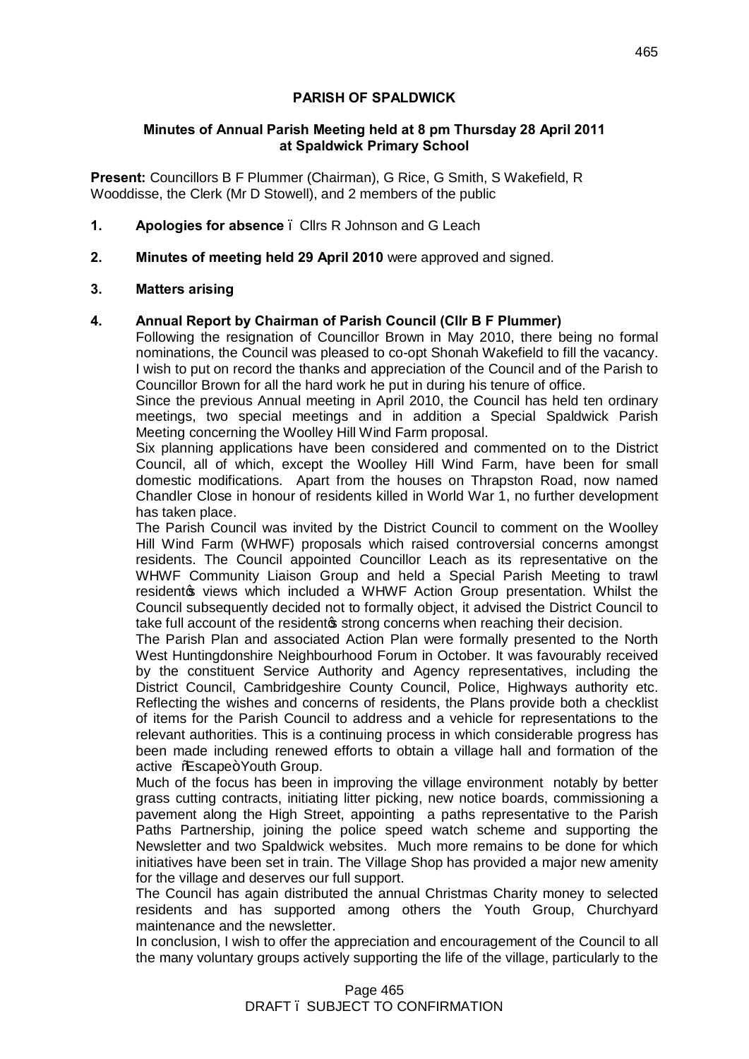**PARISH OF SPALDWICK**

**Minutes of Annual Parish Meeting held at 8 pm Thursday 28 April 2011 at Spaldwick Primary School**

**Present:** Councillors B F Plummer (Chairman), G Rice, G Smith, S Wakefield, R Wooddisse, the Clerk (Mr D Stowell), and 2 members of the public

1. **Apologies for absence** – Cllrs R Johnson and G Leach

2. **Minutes of meeting held 29 April 2010** were approved and signed.

3. **Matters arising**

4. **Annual Report by Chairman of Parish Council (Cllr B F Plummer)**

   Following the resignation of Councillor Brown in May 2010, there being no formal nominations, the Council was pleased to co-opt Shonah Wakefield to fill the vacancy. I wish to put on record the thanks and appreciation of the Council and of the Parish to Councillor Brown for all the hard work he put in during his tenure of office.

   Since the previous Annual meeting in April 2010, the Council has held ten ordinary meetings, two special meetings and in addition a Special Spaldwick Parish Meeting concerning the Woolley Hill Wind Farm proposal.

   Six planning applications have been considered and commented on to the District Council, all of which, except the Woolley Hill Wind Farm, have been for small domestic modifications. Apart from the houses on Thrapston Road, now named Chandler Close in honour of residents killed in World War 1, no further development has taken place.

   The Parish Council was invited by the District Council to comment on the Woolley Hill Wind Farm (WHWF) proposals which raised controversial concerns amongst residents. The Council appointed Councillor Leach as its representative on the WHWF Community Liaison Group and held a Special Parish Meeting to trawl resident's views which included a WHWF Action Group presentation. Whilst the Council subsequently decided not to formally object, it advised the District Council to take full account of the resident's strong concerns when reaching their decision.

   The Parish Plan and associated Action Plan were formally presented to the North West Huntingdonshire Neighbourhood Forum in October. It was favourably received by the constituent Service Authority and Agency representatives, including the District Council, Cambridgeshire County Council, Police, Highways authority etc. Reflecting the wishes and concerns of residents, the Plans provide both a checklist of items for the Parish Council to address and a vehicle for representations to the relevant authorities. This is a continuing process in which considerable progress has been made including renewed efforts to obtain a village hall and formation of the active "Escape" Youth Group.

   Much of the focus has been in improving the village environment notably by better grass cutting contracts, initiating litter picking, new notice boards, commissioning a pavement along the High Street, appointing a paths representative to the Parish Paths Partnership, joining the police speed watch scheme and supporting the Newsletter and two Spaldwick websites. Much more remains to be done for which initiatives have been set in train. The Village Shop has provided a major new amenity for the village and deserves our full support.

   The Council has again distributed the annual Christmas Charity money to selected residents and has supported among others the Youth Group, Churchyard maintenance and the newsletter.

   In conclusion, I wish to offer the appreciation and encouragement of the Council to all the many voluntary groups actively supporting the life of the village, particularly to the

DRAFT – SUBJECT TO CONFIRMATION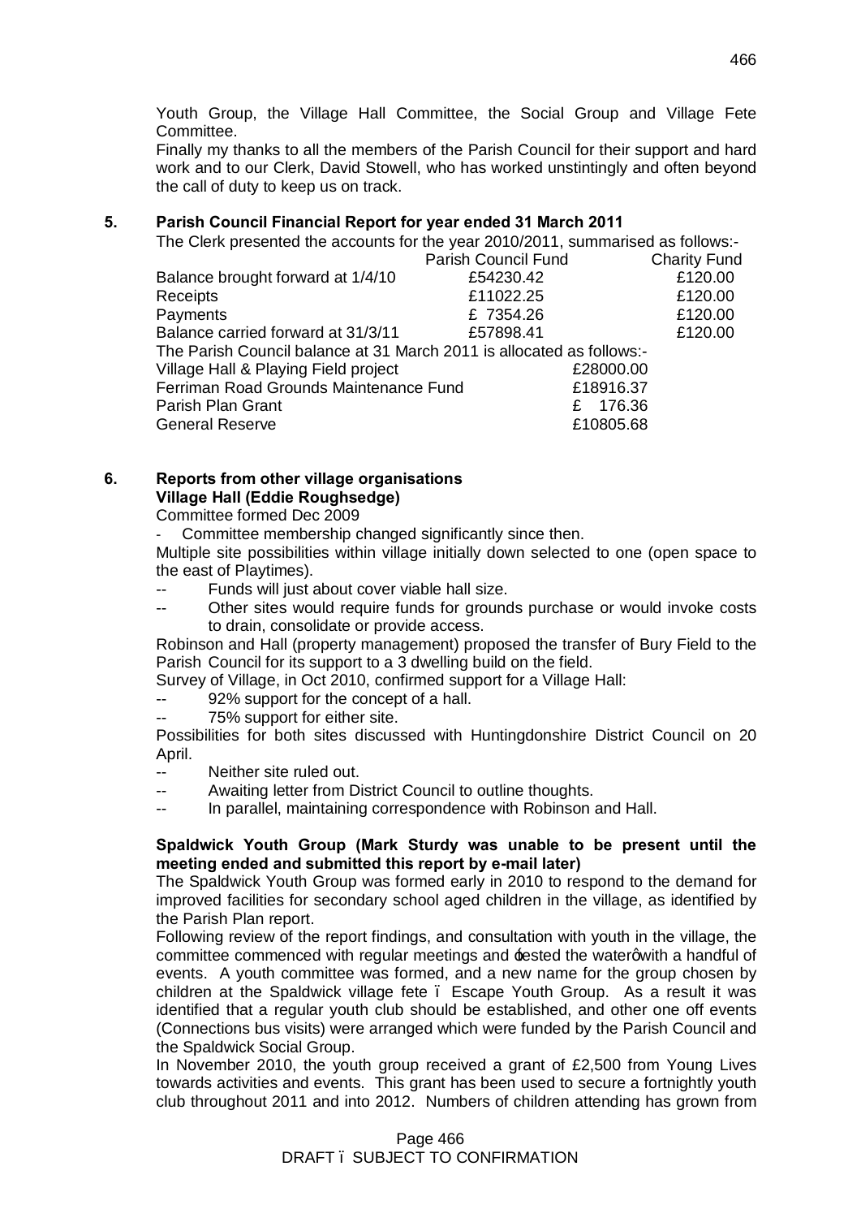Youth Group, the Village Hall Committee, the Social Group and Village Fete Committee.

Finally my thanks to all the members of the Parish Council for their support and hard work and to our Clerk, David Stowell, who has worked unstintingly and often beyond the call of duty to keep us on track.

## 5. Parish Council Financial Report for year ended 31 March 2011

The Clerk presented the accounts for the year 2010/2011, summarised as follows:-

| | Parish Council Fund | Charity Fund |
|---|---|---|
| Balance brought forward at 1/4/10 | £54230.42 | £120.00 |
| Receipts | £11022.25 | £120.00 |
| Payments | £ 7354.26 | £120.00 |
| Balance carried forward at 31/3/11 | £57898.41 | £120.00 |

The Parish Council balance at 31 March 2011 is allocated as follows:-

| | |
|---|---|
| Village Hall & Playing Field project | £28000.00 |
| Ferriman Road Grounds Maintenance Fund | £18916.37 |
| Parish Plan Grant | £ 176.36 |
| General Reserve | £10805.68 |

## 6. Reports from other village organisations

**Village Hall (Eddie Roughsedge)**

Committee formed Dec 2009

- Committee membership changed significantly since then.

Multiple site possibilities within village initially down selected to one (open space to the east of Playtimes).

- -- Funds will just about cover viable hall size.
- -- Other sites would require funds for grounds purchase or would invoke costs to drain, consolidate or provide access.

Robinson and Hall (property management) proposed the transfer of Bury Field to the Parish Council for its support to a 3 dwelling build on the field.

Survey of Village, in Oct 2010, confirmed support for a Village Hall:

- -- 92% support for the concept of a hall.
- -- 75% support for either site.

Possibilities for both sites discussed with Huntingdonshire District Council on 20 April.

- -- Neither site ruled out.
- -- Awaiting letter from District Council to outline thoughts.
- -- In parallel, maintaining correspondence with Robinson and Hall.

**Spaldwick Youth Group (Mark Sturdy was unable to be present until the meeting ended and submitted this report by e-mail later)**

The Spaldwick Youth Group was formed early in 2010 to respond to the demand for improved facilities for secondary school aged children in the village, as identified by the Parish Plan report.

Following review of the report findings, and consultation with youth in the village, the committee commenced with regular meetings and 'tested the water' with a handful of events. A youth committee was formed, and a new name for the group chosen by children at the Spaldwick village fete – Escape Youth Group. As a result it was identified that a regular youth club should be established, and other one off events (Connections bus visits) were arranged which were funded by the Parish Council and the Spaldwick Social Group.

In November 2010, the youth group received a grant of £2,500 from Young Lives towards activities and events. This grant has been used to secure a fortnightly youth club throughout 2011 and into 2012. Numbers of children attending has grown from

DRAFT – SUBJECT TO CONFIRMATION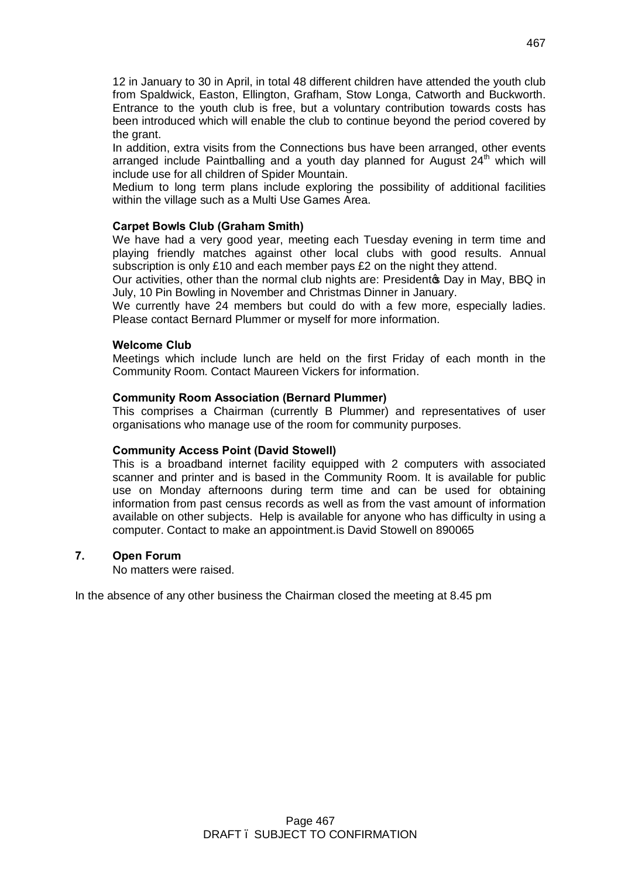12 in January to 30 in April, in total 48 different children have attended the youth club from Spaldwick, Easton, Ellington, Grafham, Stow Longa, Catworth and Buckworth. Entrance to the youth club is free, but a voluntary contribution towards costs has been introduced which will enable the club to continue beyond the period covered by the grant.

In addition, extra visits from the Connections bus have been arranged, other events arranged include Paintballing and a youth day planned for August 24th which will include use for all children of Spider Mountain.

Medium to long term plans include exploring the possibility of additional facilities within the village such as a Multi Use Games Area.

**Carpet Bowls Club (Graham Smith)**

We have had a very good year, meeting each Tuesday evening in term time and playing friendly matches against other local clubs with good results. Annual subscription is only £10 and each member pays £2 on the night they attend.

Our activities, other than the normal club nights are: President's Day in May, BBQ in July, 10 Pin Bowling in November and Christmas Dinner in January.

We currently have 24 members but could do with a few more, especially ladies. Please contact Bernard Plummer or myself for more information.

**Welcome Club**

Meetings which include lunch are held on the first Friday of each month in the Community Room. Contact Maureen Vickers for information.

**Community Room Association (Bernard Plummer)**

This comprises a Chairman (currently B Plummer) and representatives of user organisations who manage use of the room for community purposes.

**Community Access Point (David Stowell)**

This is a broadband internet facility equipped with 2 computers with associated scanner and printer and is based in the Community Room. It is available for public use on Monday afternoons during term time and can be used for obtaining information from past census records as well as from the vast amount of information available on other subjects. Help is available for anyone who has difficulty in using a computer. Contact to make an appointment.is David Stowell on 890065

**7. Open Forum**

No matters were raised.

In the absence of any other business the Chairman closed the meeting at 8.45 pm

DRAFT – SUBJECT TO CONFIRMATION